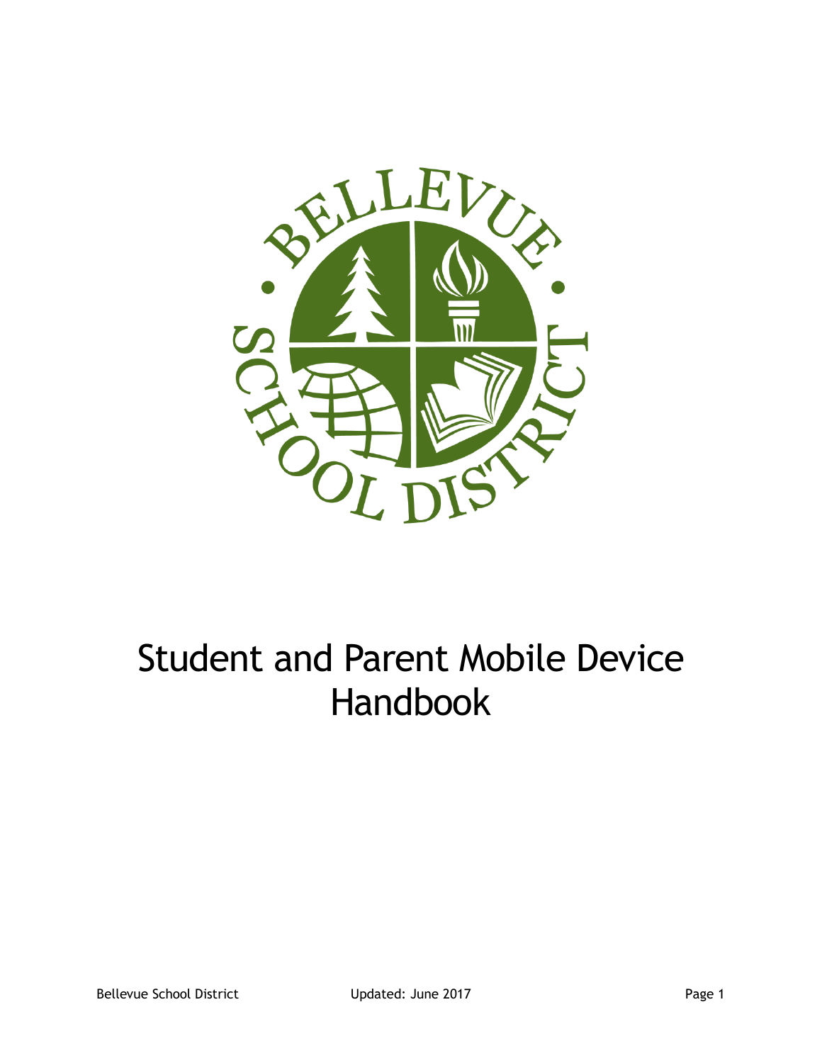# Student and Parent Mobile Device Handbook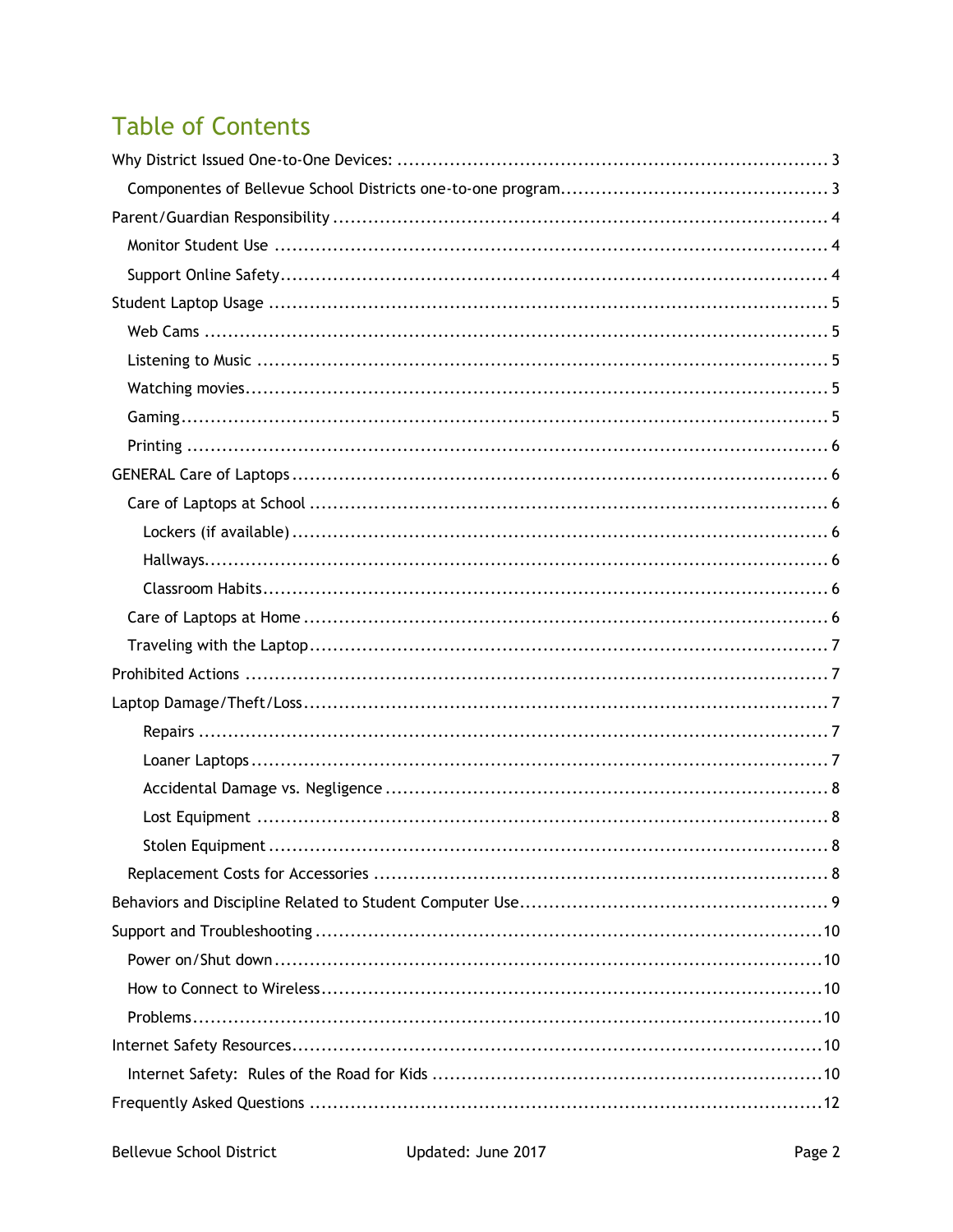# Table of Contents

- Why District Issued One-to-One Devices: ... 3
  - Componentes of Bellevue School Districts one-to-one program ... 3
- Parent/Guardian Responsibility ... 4
  - Monitor Student Use ... 4
  - Support Online Safety ... 4
- Student Laptop Usage ... 5
  - Web Cams ... 5
  - Listening to Music ... 5
  - Watching movies ... 5
  - Gaming ... 5
  - Printing ... 6
- GENERAL Care of Laptops ... 6
  - Care of Laptops at School ... 6
    - Lockers (if available) ... 6
    - Hallways ... 6
    - Classroom Habits ... 6
  - Care of Laptops at Home ... 6
  - Traveling with the Laptop ... 7
- Prohibited Actions ... 7
- Laptop Damage/Theft/Loss ... 7
    - Repairs ... 7
    - Loaner Laptops ... 7
    - Accidental Damage vs. Negligence ... 8
    - Lost Equipment ... 8
    - Stolen Equipment ... 8
  - Replacement Costs for Accessories ... 8
- Behaviors and Discipline Related to Student Computer Use ... 9
- Support and Troubleshooting ... 10
  - Power on/Shut down ... 10
  - How to Connect to Wireless ... 10
  - Problems ... 10
- Internet Safety Resources ... 10
  - Internet Safety: Rules of the Road for Kids ... 10
- Frequently Asked Questions ... 12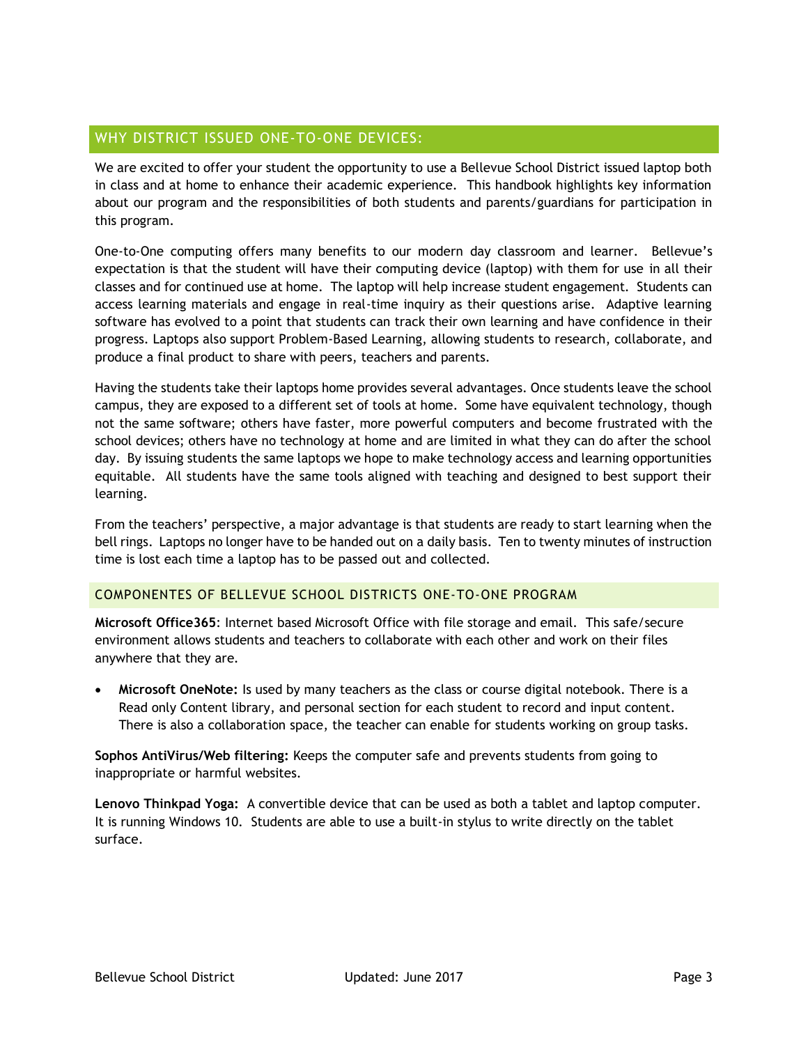## WHY DISTRICT ISSUED ONE-TO-ONE DEVICES:

We are excited to offer your student the opportunity to use a Bellevue School District issued laptop both in class and at home to enhance their academic experience. This handbook highlights key information about our program and the responsibilities of both students and parents/guardians for participation in this program.

One-to-One computing offers many benefits to our modern day classroom and learner. Bellevue's expectation is that the student will have their computing device (laptop) with them for use in all their classes and for continued use at home. The laptop will help increase student engagement. Students can access learning materials and engage in real-time inquiry as their questions arise. Adaptive learning software has evolved to a point that students can track their own learning and have confidence in their progress. Laptops also support Problem-Based Learning, allowing students to research, collaborate, and produce a final product to share with peers, teachers and parents.

Having the students take their laptops home provides several advantages. Once students leave the school campus, they are exposed to a different set of tools at home. Some have equivalent technology, though not the same software; others have faster, more powerful computers and become frustrated with the school devices; others have no technology at home and are limited in what they can do after the school day. By issuing students the same laptops we hope to make technology access and learning opportunities equitable. All students have the same tools aligned with teaching and designed to best support their learning.

From the teachers' perspective, a major advantage is that students are ready to start learning when the bell rings. Laptops no longer have to be handed out on a daily basis. Ten to twenty minutes of instruction time is lost each time a laptop has to be passed out and collected.

### COMPONENTES OF BELLEVUE SCHOOL DISTRICTS ONE-TO-ONE PROGRAM

**Microsoft Office365**: Internet based Microsoft Office with file storage and email. This safe/secure environment allows students and teachers to collaborate with each other and work on their files anywhere that they are.

- **Microsoft OneNote:** Is used by many teachers as the class or course digital notebook. There is a Read only Content library, and personal section for each student to record and input content. There is also a collaboration space, the teacher can enable for students working on group tasks.

**Sophos AntiVirus/Web filtering:** Keeps the computer safe and prevents students from going to inappropriate or harmful websites.

**Lenovo Thinkpad Yoga:** A convertible device that can be used as both a tablet and laptop computer. It is running Windows 10. Students are able to use a built-in stylus to write directly on the tablet surface.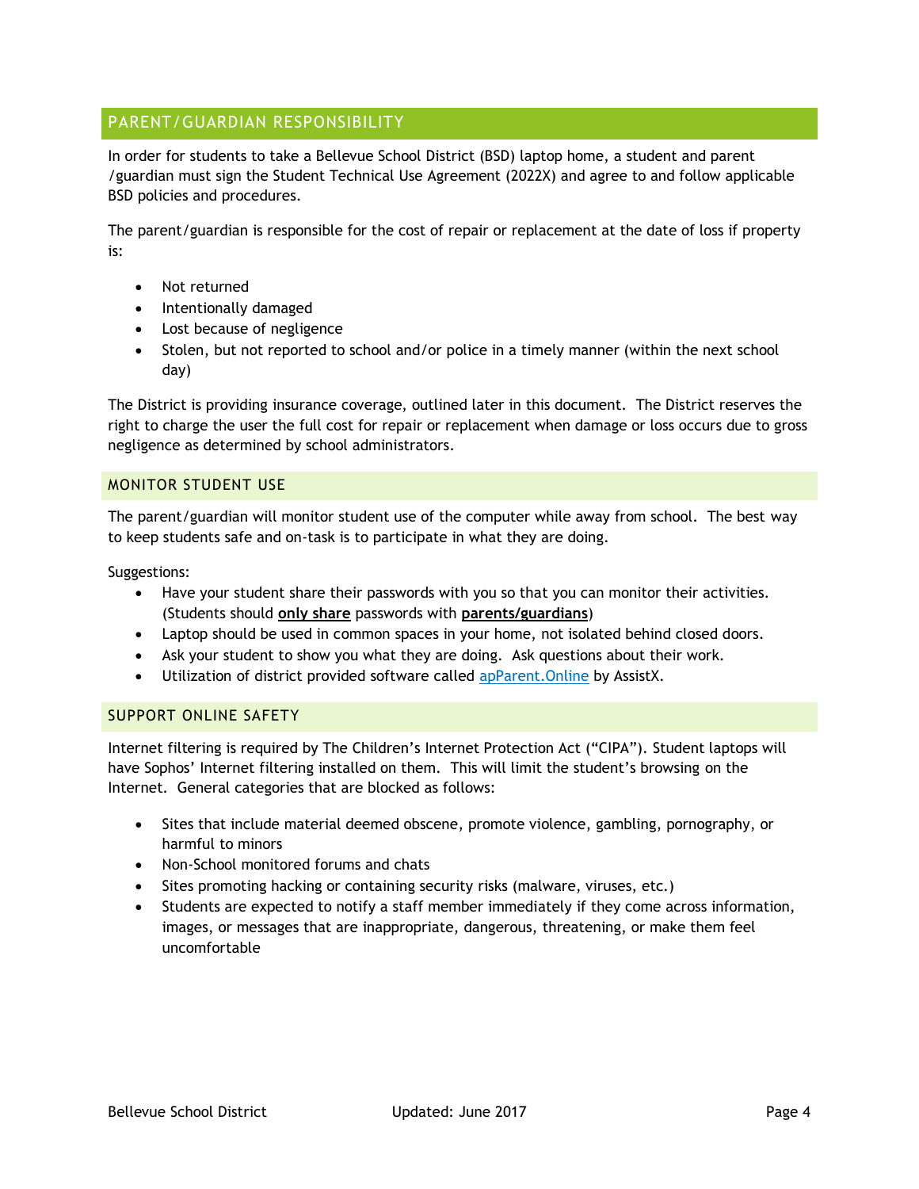## PARENT/GUARDIAN RESPONSIBILITY

In order for students to take a Bellevue School District (BSD) laptop home, a student and parent /guardian must sign the Student Technical Use Agreement (2022X) and agree to and follow applicable BSD policies and procedures.

The parent/guardian is responsible for the cost of repair or replacement at the date of loss if property is:

- Not returned
- Intentionally damaged
- Lost because of negligence
- Stolen, but not reported to school and/or police in a timely manner (within the next school day)

The District is providing insurance coverage, outlined later in this document. The District reserves the right to charge the user the full cost for repair or replacement when damage or loss occurs due to gross negligence as determined by school administrators.

### MONITOR STUDENT USE

The parent/guardian will monitor student use of the computer while away from school. The best way to keep students safe and on-task is to participate in what they are doing.

Suggestions:

- Have your student share their passwords with you so that you can monitor their activities. (Students should **only share** passwords with **parents/guardians**)
- Laptop should be used in common spaces in your home, not isolated behind closed doors.
- Ask your student to show you what they are doing. Ask questions about their work.
- Utilization of district provided software called apParent.Online by AssistX.

### SUPPORT ONLINE SAFETY

Internet filtering is required by The Children's Internet Protection Act ("CIPA"). Student laptops will have Sophos' Internet filtering installed on them. This will limit the student's browsing on the Internet. General categories that are blocked as follows:

- Sites that include material deemed obscene, promote violence, gambling, pornography, or harmful to minors
- Non-School monitored forums and chats
- Sites promoting hacking or containing security risks (malware, viruses, etc.)
- Students are expected to notify a staff member immediately if they come across information, images, or messages that are inappropriate, dangerous, threatening, or make them feel uncomfortable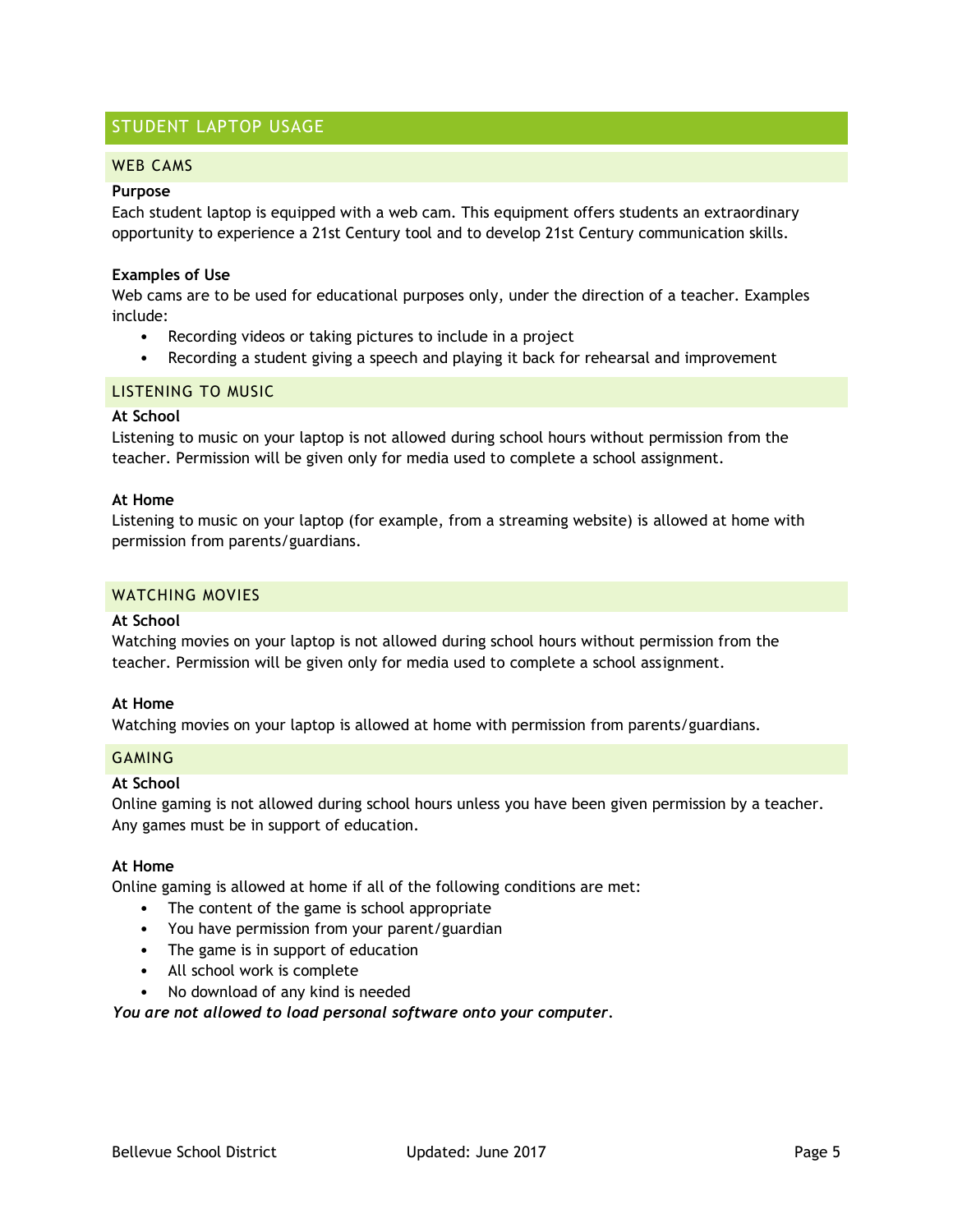## STUDENT LAPTOP USAGE

### WEB CAMS

**Purpose**

Each student laptop is equipped with a web cam. This equipment offers students an extraordinary opportunity to experience a 21st Century tool and to develop 21st Century communication skills.

**Examples of Use**

Web cams are to be used for educational purposes only, under the direction of a teacher. Examples include:

- Recording videos or taking pictures to include in a project
- Recording a student giving a speech and playing it back for rehearsal and improvement

### LISTENING TO MUSIC

**At School**

Listening to music on your laptop is not allowed during school hours without permission from the teacher. Permission will be given only for media used to complete a school assignment.

**At Home**

Listening to music on your laptop (for example, from a streaming website) is allowed at home with permission from parents/guardians.

### WATCHING MOVIES

**At School**

Watching movies on your laptop is not allowed during school hours without permission from the teacher. Permission will be given only for media used to complete a school assignment.

**At Home**

Watching movies on your laptop is allowed at home with permission from parents/guardians.

### GAMING

**At School**

Online gaming is not allowed during school hours unless you have been given permission by a teacher. Any games must be in support of education.

**At Home**

Online gaming is allowed at home if all of the following conditions are met:

- The content of the game is school appropriate
- You have permission from your parent/guardian
- The game is in support of education
- All school work is complete
- No download of any kind is needed

***You are not allowed to load personal software onto your computer.***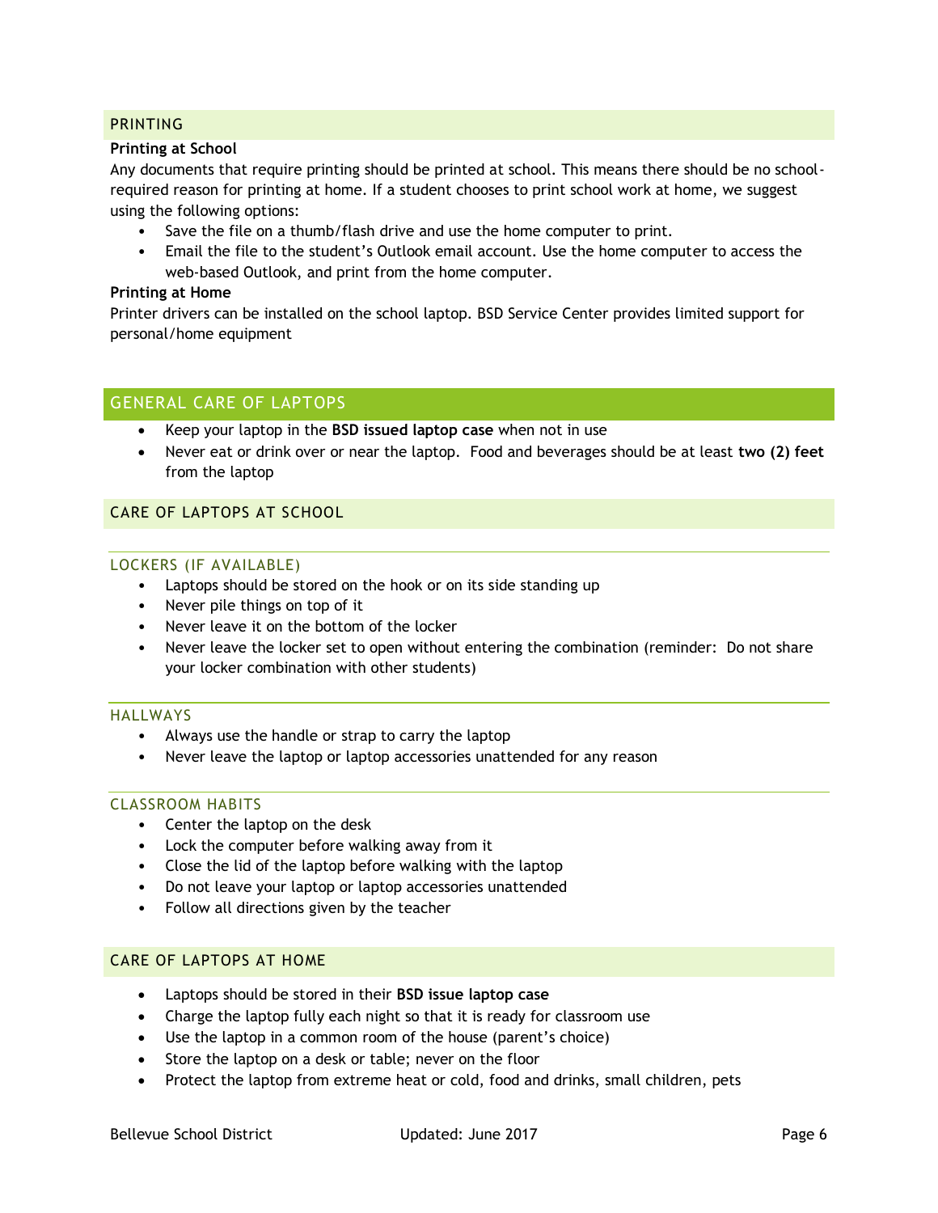## PRINTING

**Printing at School**

Any documents that require printing should be printed at school. This means there should be no school-required reason for printing at home. If a student chooses to print school work at home, we suggest using the following options:

- Save the file on a thumb/flash drive and use the home computer to print.
- Email the file to the student's Outlook email account. Use the home computer to access the web-based Outlook, and print from the home computer.

**Printing at Home**

Printer drivers can be installed on the school laptop. BSD Service Center provides limited support for personal/home equipment

## GENERAL CARE OF LAPTOPS

- Keep your laptop in the **BSD issued laptop case** when not in use
- Never eat or drink over or near the laptop. Food and beverages should be at least **two (2) feet** from the laptop

## CARE OF LAPTOPS AT SCHOOL

### LOCKERS (IF AVAILABLE)

- Laptops should be stored on the hook or on its side standing up
- Never pile things on top of it
- Never leave it on the bottom of the locker
- Never leave the locker set to open without entering the combination (reminder: Do not share your locker combination with other students)

### HALLWAYS

- Always use the handle or strap to carry the laptop
- Never leave the laptop or laptop accessories unattended for any reason

### CLASSROOM HABITS

- Center the laptop on the desk
- Lock the computer before walking away from it
- Close the lid of the laptop before walking with the laptop
- Do not leave your laptop or laptop accessories unattended
- Follow all directions given by the teacher

## CARE OF LAPTOPS AT HOME

- Laptops should be stored in their **BSD issue laptop case**
- Charge the laptop fully each night so that it is ready for classroom use
- Use the laptop in a common room of the house (parent's choice)
- Store the laptop on a desk or table; never on the floor
- Protect the laptop from extreme heat or cold, food and drinks, small children, pets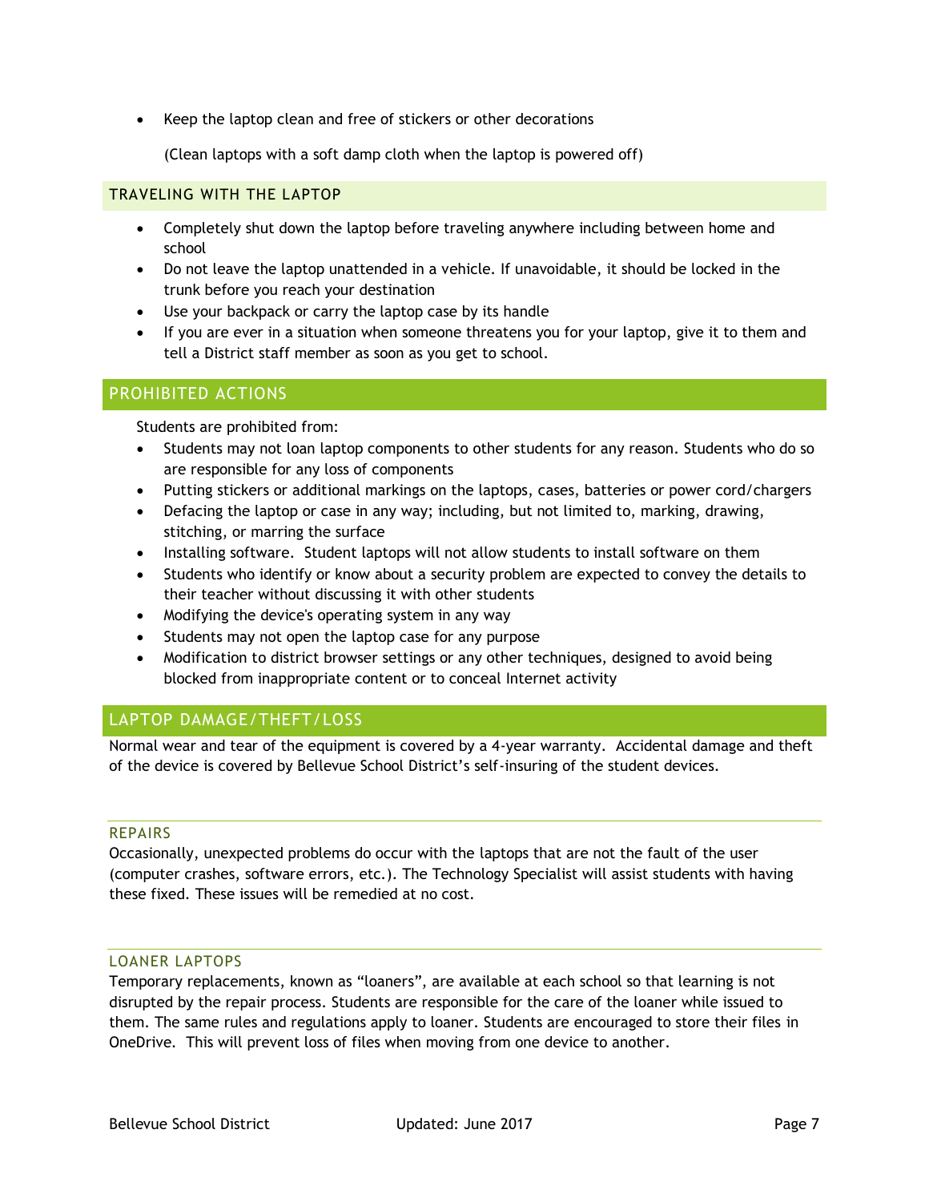- Keep the laptop clean and free of stickers or other decorations

  (Clean laptops with a soft damp cloth when the laptop is powered off)

## TRAVELING WITH THE LAPTOP

- Completely shut down the laptop before traveling anywhere including between home and school
- Do not leave the laptop unattended in a vehicle. If unavoidable, it should be locked in the trunk before you reach your destination
- Use your backpack or carry the laptop case by its handle
- If you are ever in a situation when someone threatens you for your laptop, give it to them and tell a District staff member as soon as you get to school.

## PROHIBITED ACTIONS

Students are prohibited from:

- Students may not loan laptop components to other students for any reason. Students who do so are responsible for any loss of components
- Putting stickers or additional markings on the laptops, cases, batteries or power cord/chargers
- Defacing the laptop or case in any way; including, but not limited to, marking, drawing, stitching, or marring the surface
- Installing software. Student laptops will not allow students to install software on them
- Students who identify or know about a security problem are expected to convey the details to their teacher without discussing it with other students
- Modifying the device's operating system in any way
- Students may not open the laptop case for any purpose
- Modification to district browser settings or any other techniques, designed to avoid being blocked from inappropriate content or to conceal Internet activity

## LAPTOP DAMAGE/THEFT/LOSS

Normal wear and tear of the equipment is covered by a 4-year warranty. Accidental damage and theft of the device is covered by Bellevue School District's self-insuring of the student devices.

### REPAIRS

Occasionally, unexpected problems do occur with the laptops that are not the fault of the user (computer crashes, software errors, etc.). The Technology Specialist will assist students with having these fixed. These issues will be remedied at no cost.

### LOANER LAPTOPS

Temporary replacements, known as "loaners", are available at each school so that learning is not disrupted by the repair process. Students are responsible for the care of the loaner while issued to them. The same rules and regulations apply to loaner. Students are encouraged to store their files in OneDrive. This will prevent loss of files when moving from one device to another.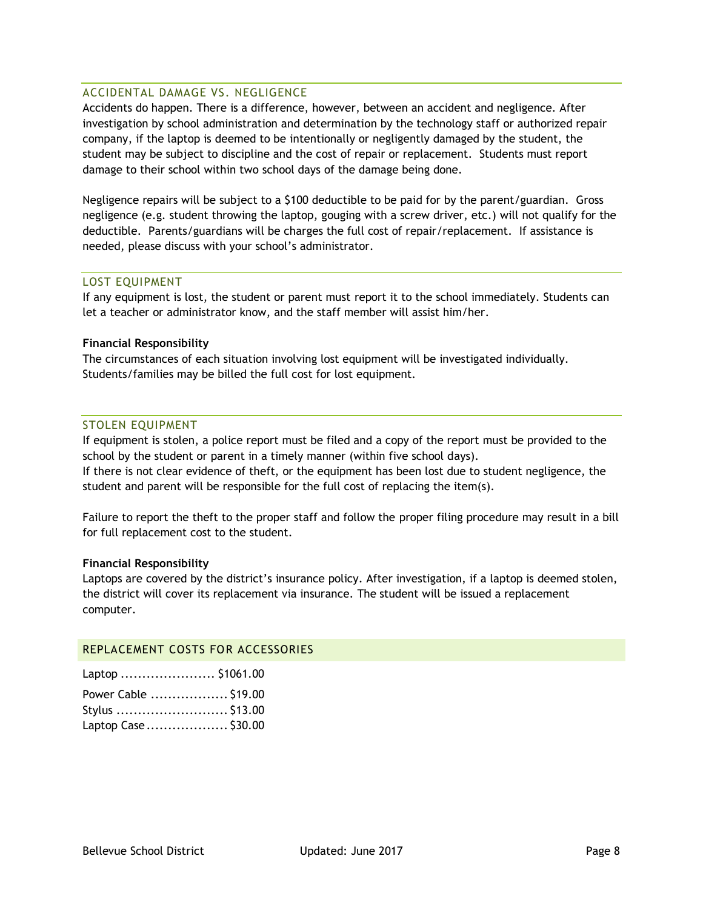## ACCIDENTAL DAMAGE VS. NEGLIGENCE

Accidents do happen. There is a difference, however, between an accident and negligence. After investigation by school administration and determination by the technology staff or authorized repair company, if the laptop is deemed to be intentionally or negligently damaged by the student, the student may be subject to discipline and the cost of repair or replacement. Students must report damage to their school within two school days of the damage being done.

Negligence repairs will be subject to a $100 deductible to be paid for by the parent/guardian. Gross negligence (e.g. student throwing the laptop, gouging with a screw driver, etc.) will not qualify for the deductible. Parents/guardians will be charges the full cost of repair/replacement. If assistance is needed, please discuss with your school's administrator.

## LOST EQUIPMENT

If any equipment is lost, the student or parent must report it to the school immediately. Students can let a teacher or administrator know, and the staff member will assist him/her.

**Financial Responsibility**

The circumstances of each situation involving lost equipment will be investigated individually. Students/families may be billed the full cost for lost equipment.

## STOLEN EQUIPMENT

If equipment is stolen, a police report must be filed and a copy of the report must be provided to the school by the student or parent in a timely manner (within five school days).
If there is not clear evidence of theft, or the equipment has been lost due to student negligence, the student and parent will be responsible for the full cost of replacing the item(s).

Failure to report the theft to the proper staff and follow the proper filing procedure may result in a bill for full replacement cost to the student.

**Financial Responsibility**

Laptops are covered by the district's insurance policy. After investigation, if a laptop is deemed stolen, the district will cover its replacement via insurance. The student will be issued a replacement computer.

## REPLACEMENT COSTS FOR ACCESSORIES

Laptop ...................... $1061.00

Power Cable .................. $19.00
Stylus .......................... $13.00
Laptop Case ................... $30.00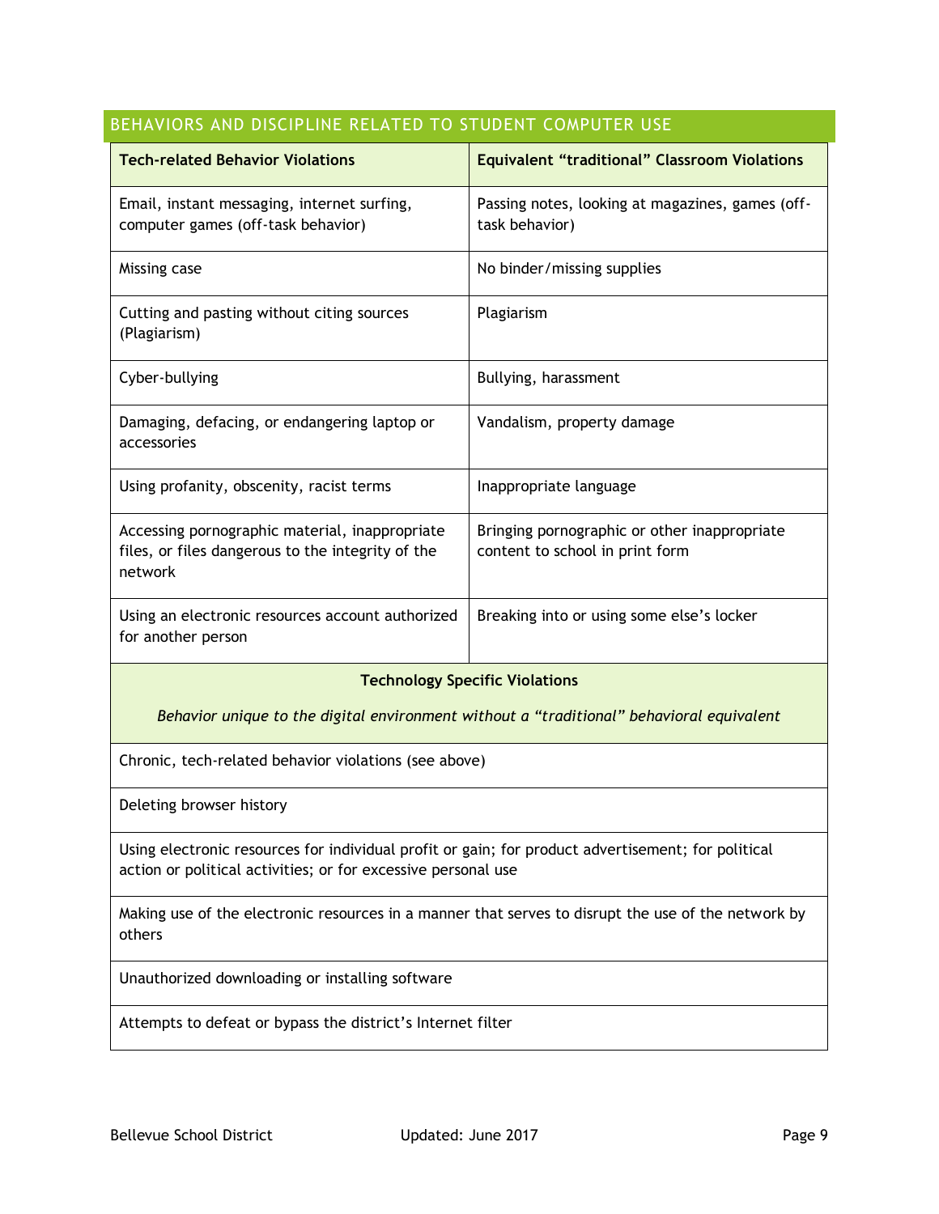## BEHAVIORS AND DISCIPLINE RELATED TO STUDENT COMPUTER USE

| Tech-related Behavior Violations | Equivalent "traditional" Classroom Violations |
|---|---|
| Email, instant messaging, internet surfing, computer games (off-task behavior) | Passing notes, looking at magazines, games (off-task behavior) |
| Missing case | No binder/missing supplies |
| Cutting and pasting without citing sources (Plagiarism) | Plagiarism |
| Cyber-bullying | Bullying, harassment |
| Damaging, defacing, or endangering laptop or accessories | Vandalism, property damage |
| Using profanity, obscenity, racist terms | Inappropriate language |
| Accessing pornographic material, inappropriate files, or files dangerous to the integrity of the network | Bringing pornographic or other inappropriate content to school in print form |
| Using an electronic resources account authorized for another person | Breaking into or using some else's locker |

| **Technology Specific Violations**<br><br>*Behavior unique to the digital environment without a "traditional" behavioral equivalent* |
|---|
| Chronic, tech-related behavior violations (see above) |
| Deleting browser history |
| Using electronic resources for individual profit or gain; for product advertisement; for political action or political activities; or for excessive personal use |
| Making use of the electronic resources in a manner that serves to disrupt the use of the network by others |
| Unauthorized downloading or installing software |
| Attempts to defeat or bypass the district's Internet filter |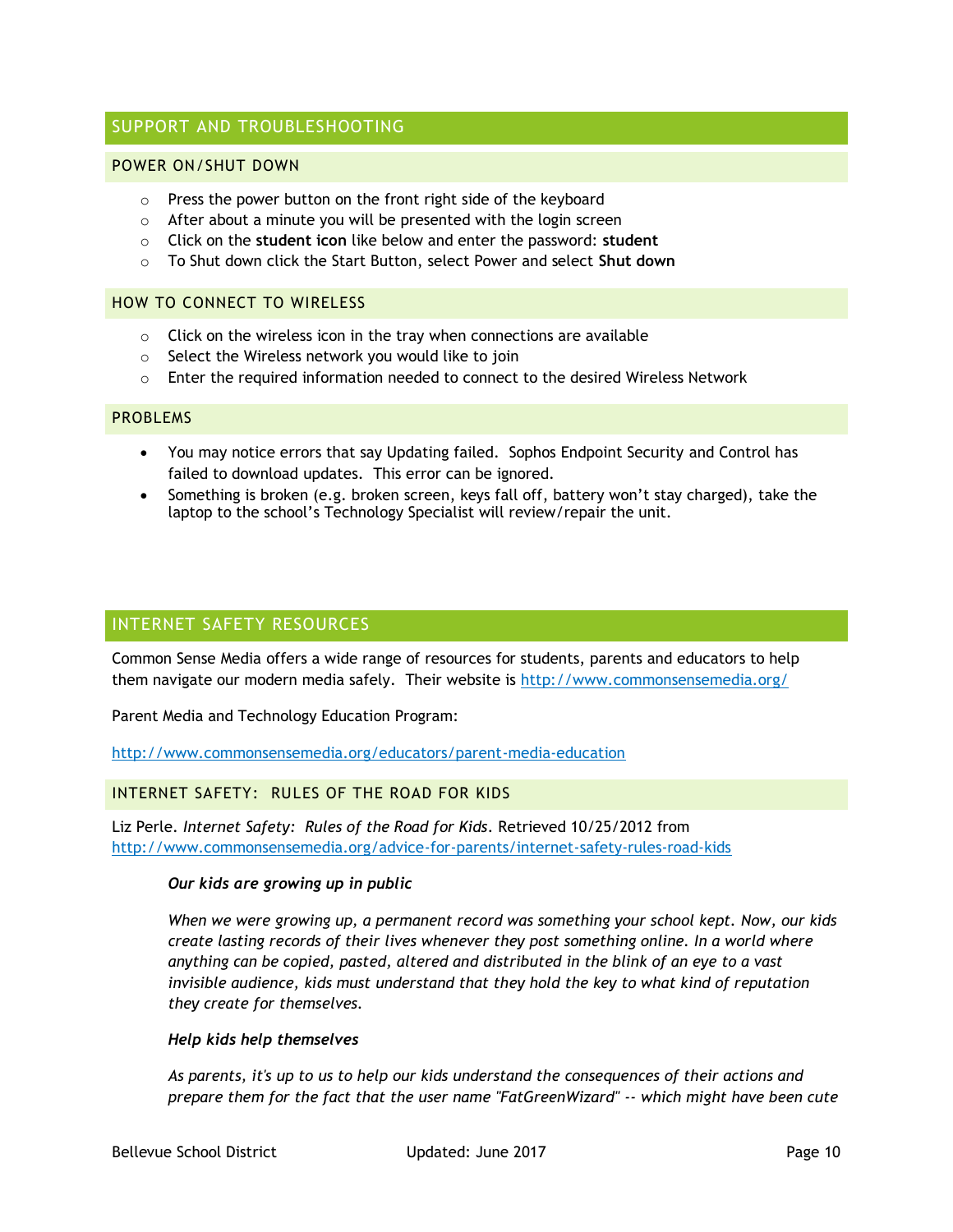## SUPPORT AND TROUBLESHOOTING

### POWER ON/SHUT DOWN

- Press the power button on the front right side of the keyboard
- After about a minute you will be presented with the login screen
- Click on the **student icon** like below and enter the password: **student**
- To Shut down click the Start Button, select Power and select **Shut down**

### HOW TO CONNECT TO WIRELESS

- Click on the wireless icon in the tray when connections are available
- Select the Wireless network you would like to join
- Enter the required information needed to connect to the desired Wireless Network

### PROBLEMS

- You may notice errors that say Updating failed. Sophos Endpoint Security and Control has failed to download updates. This error can be ignored.
- Something is broken (e.g. broken screen, keys fall off, battery won't stay charged), take the laptop to the school's Technology Specialist will review/repair the unit.

## INTERNET SAFETY RESOURCES

Common Sense Media offers a wide range of resources for students, parents and educators to help them navigate our modern media safely. Their website is http://www.commonsensemedia.org/

Parent Media and Technology Education Program:

http://www.commonsensemedia.org/educators/parent-media-education

### INTERNET SAFETY: RULES OF THE ROAD FOR KIDS

Liz Perle. *Internet Safety: Rules of the Road for Kids*. Retrieved 10/25/2012 from http://www.commonsensemedia.org/advice-for-parents/internet-safety-rules-road-kids

> ***Our kids are growing up in public***
>
> *When we were growing up, a permanent record was something your school kept. Now, our kids create lasting records of their lives whenever they post something online. In a world where anything can be copied, pasted, altered and distributed in the blink of an eye to a vast invisible audience, kids must understand that they hold the key to what kind of reputation they create for themselves.*
>
> ***Help kids help themselves***
>
> *As parents, it's up to us to help our kids understand the consequences of their actions and prepare them for the fact that the user name "FatGreenWizard" -- which might have been cute*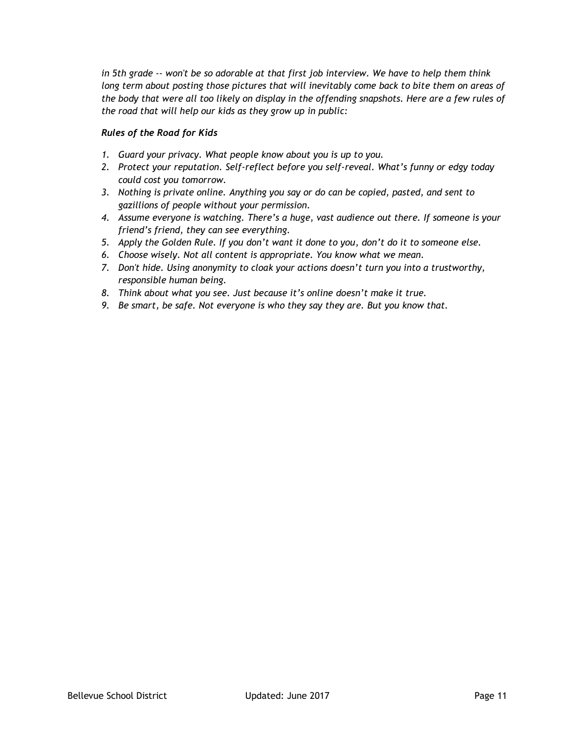*in 5th grade -- won't be so adorable at that first job interview. We have to help them think long term about posting those pictures that will inevitably come back to bite them on areas of the body that were all too likely on display in the offending snapshots. Here are a few rules of the road that will help our kids as they grow up in public:*

***Rules of the Road for Kids***

1. *Guard your privacy. What people know about you is up to you.*
2. *Protect your reputation. Self-reflect before you self-reveal. What's funny or edgy today could cost you tomorrow.*
3. *Nothing is private online. Anything you say or do can be copied, pasted, and sent to gazillions of people without your permission.*
4. *Assume everyone is watching. There's a huge, vast audience out there. If someone is your friend's friend, they can see everything.*
5. *Apply the Golden Rule. If you don't want it done to you, don't do it to someone else.*
6. *Choose wisely. Not all content is appropriate. You know what we mean.*
7. *Don't hide. Using anonymity to cloak your actions doesn't turn you into a trustworthy, responsible human being.*
8. *Think about what you see. Just because it's online doesn't make it true.*
9. *Be smart, be safe. Not everyone is who they say they are. But you know that.*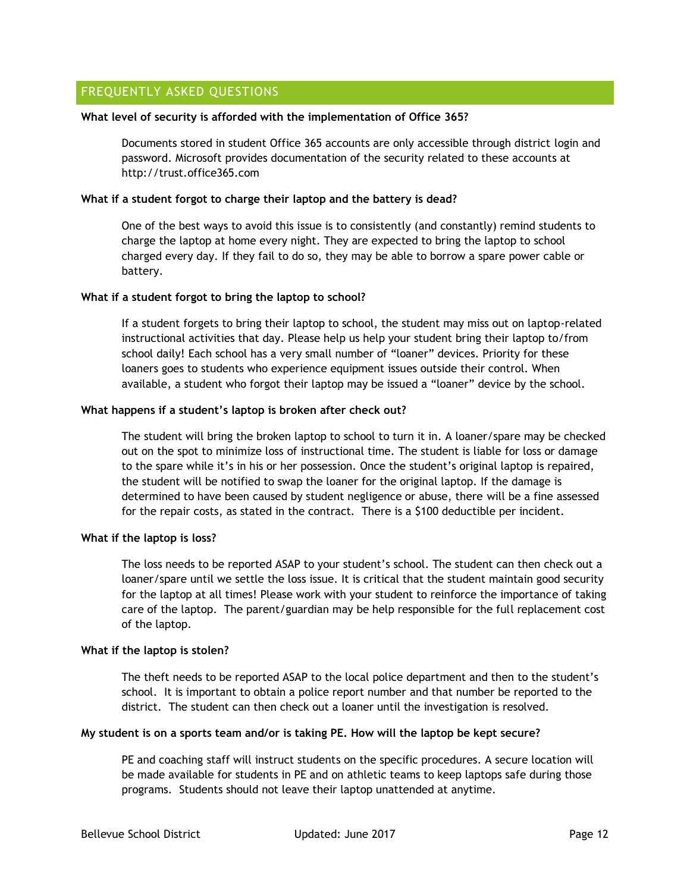## FREQUENTLY ASKED QUESTIONS

**What level of security is afforded with the implementation of Office 365?**

Documents stored in student Office 365 accounts are only accessible through district login and password. Microsoft provides documentation of the security related to these accounts at http://trust.office365.com

**What if a student forgot to charge their laptop and the battery is dead?**

One of the best ways to avoid this issue is to consistently (and constantly) remind students to charge the laptop at home every night. They are expected to bring the laptop to school charged every day. If they fail to do so, they may be able to borrow a spare power cable or battery.

**What if a student forgot to bring the laptop to school?**

If a student forgets to bring their laptop to school, the student may miss out on laptop-related instructional activities that day. Please help us help your student bring their laptop to/from school daily! Each school has a very small number of "loaner" devices. Priority for these loaners goes to students who experience equipment issues outside their control. When available, a student who forgot their laptop may be issued a "loaner" device by the school.

**What happens if a student's laptop is broken after check out?**

The student will bring the broken laptop to school to turn it in. A loaner/spare may be checked out on the spot to minimize loss of instructional time. The student is liable for loss or damage to the spare while it's in his or her possession. Once the student's original laptop is repaired, the student will be notified to swap the loaner for the original laptop. If the damage is determined to have been caused by student negligence or abuse, there will be a fine assessed for the repair costs, as stated in the contract. There is a $100 deductible per incident.

**What if the laptop is loss?**

The loss needs to be reported ASAP to your student's school. The student can then check out a loaner/spare until we settle the loss issue. It is critical that the student maintain good security for the laptop at all times! Please work with your student to reinforce the importance of taking care of the laptop. The parent/guardian may be help responsible for the full replacement cost of the laptop.

**What if the laptop is stolen?**

The theft needs to be reported ASAP to the local police department and then to the student's school. It is important to obtain a police report number and that number be reported to the district. The student can then check out a loaner until the investigation is resolved.

**My student is on a sports team and/or is taking PE. How will the laptop be kept secure?**

PE and coaching staff will instruct students on the specific procedures. A secure location will be made available for students in PE and on athletic teams to keep laptops safe during those programs. Students should not leave their laptop unattended at anytime.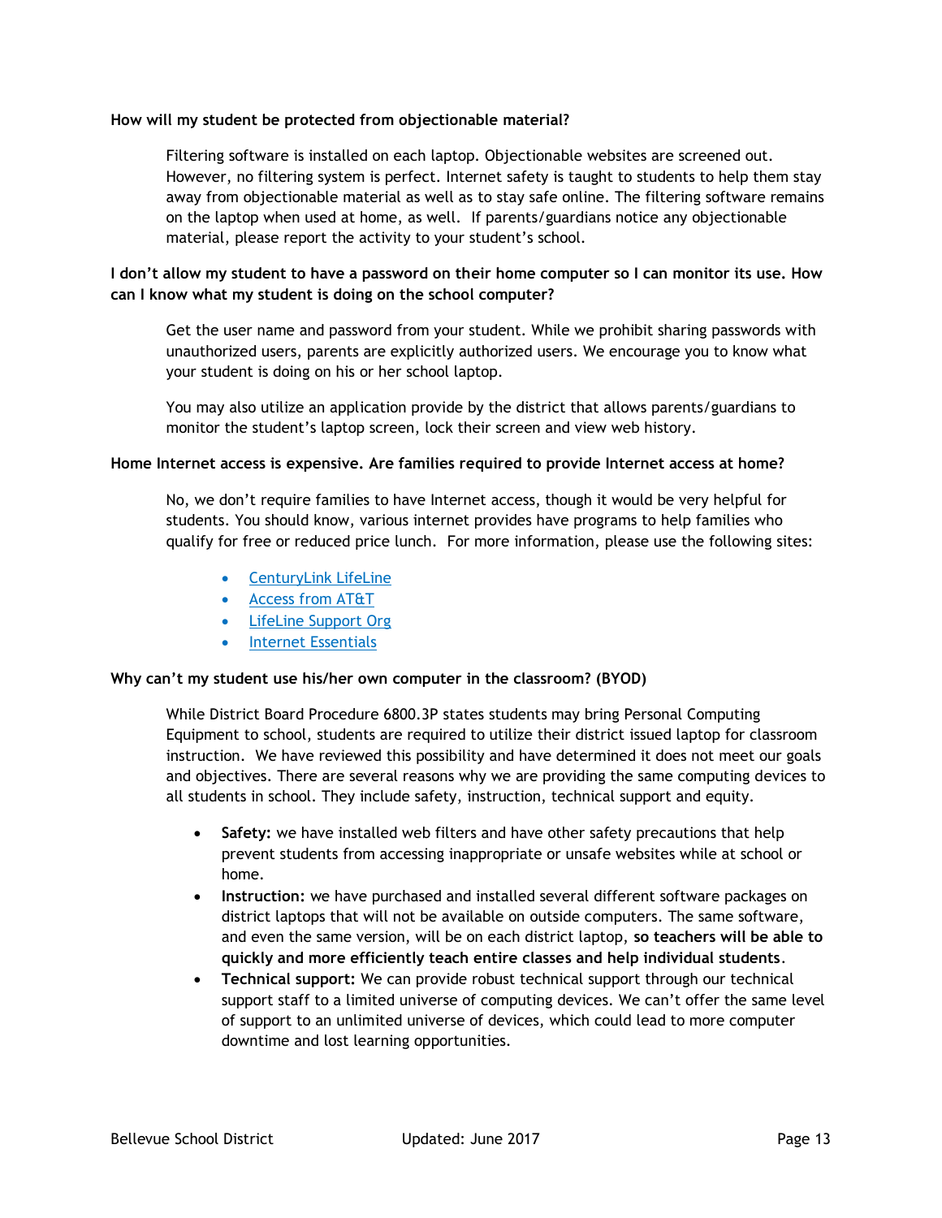**How will my student be protected from objectionable material?**

Filtering software is installed on each laptop. Objectionable websites are screened out. However, no filtering system is perfect. Internet safety is taught to students to help them stay away from objectionable material as well as to stay safe online. The filtering software remains on the laptop when used at home, as well. If parents/guardians notice any objectionable material, please report the activity to your student's school.

**I don't allow my student to have a password on their home computer so I can monitor its use. How can I know what my student is doing on the school computer?**

Get the user name and password from your student. While we prohibit sharing passwords with unauthorized users, parents are explicitly authorized users. We encourage you to know what your student is doing on his or her school laptop.

You may also utilize an application provide by the district that allows parents/guardians to monitor the student's laptop screen, lock their screen and view web history.

**Home Internet access is expensive. Are families required to provide Internet access at home?**

No, we don't require families to have Internet access, though it would be very helpful for students. You should know, various internet provides have programs to help families who qualify for free or reduced price lunch. For more information, please use the following sites:

- CenturyLink LifeLine
- Access from AT&T
- LifeLine Support Org
- Internet Essentials

**Why can't my student use his/her own computer in the classroom? (BYOD)**

While District Board Procedure 6800.3P states students may bring Personal Computing Equipment to school, students are required to utilize their district issued laptop for classroom instruction. We have reviewed this possibility and have determined it does not meet our goals and objectives. There are several reasons why we are providing the same computing devices to all students in school. They include safety, instruction, technical support and equity.

- **Safety:** we have installed web filters and have other safety precautions that help prevent students from accessing inappropriate or unsafe websites while at school or home.
- **Instruction:** we have purchased and installed several different software packages on district laptops that will not be available on outside computers. The same software, and even the same version, will be on each district laptop, **so teachers will be able to quickly and more efficiently teach entire classes and help individual students**.
- **Technical support:** We can provide robust technical support through our technical support staff to a limited universe of computing devices. We can't offer the same level of support to an unlimited universe of devices, which could lead to more computer downtime and lost learning opportunities.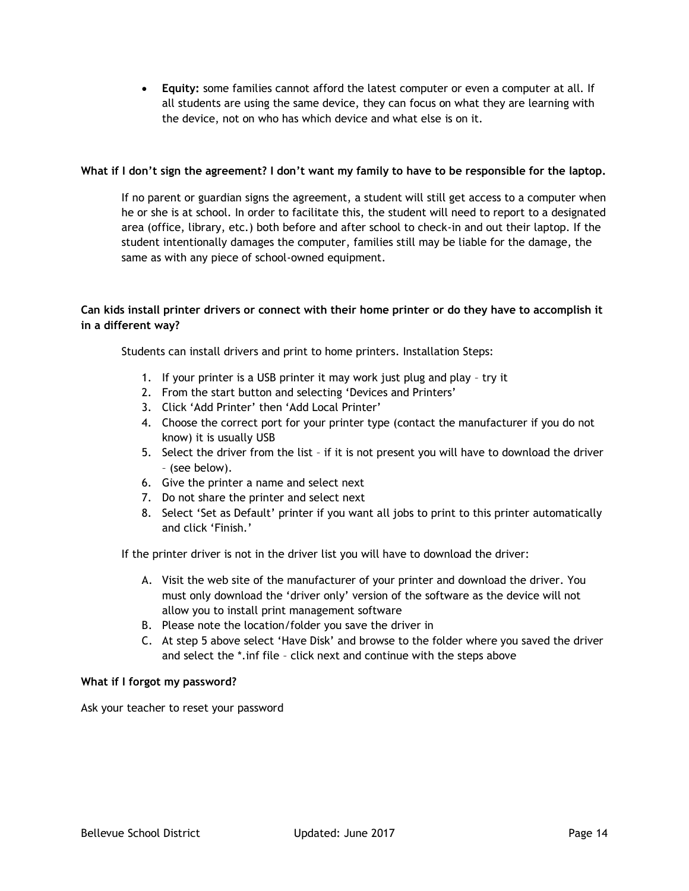- **Equity:** some families cannot afford the latest computer or even a computer at all. If all students are using the same device, they can focus on what they are learning with the device, not on who has which device and what else is on it.

**What if I don't sign the agreement? I don't want my family to have to be responsible for the laptop.**

If no parent or guardian signs the agreement, a student will still get access to a computer when he or she is at school. In order to facilitate this, the student will need to report to a designated area (office, library, etc.) both before and after school to check-in and out their laptop. If the student intentionally damages the computer, families still may be liable for the damage, the same as with any piece of school-owned equipment.

**Can kids install printer drivers or connect with their home printer or do they have to accomplish it in a different way?**

Students can install drivers and print to home printers. Installation Steps:

1. If your printer is a USB printer it may work just plug and play – try it
2. From the start button and selecting 'Devices and Printers'
3. Click 'Add Printer' then 'Add Local Printer'
4. Choose the correct port for your printer type (contact the manufacturer if you do not know) it is usually USB
5. Select the driver from the list – if it is not present you will have to download the driver – (see below).
6. Give the printer a name and select next
7. Do not share the printer and select next
8. Select 'Set as Default' printer if you want all jobs to print to this printer automatically and click 'Finish.'

If the printer driver is not in the driver list you will have to download the driver:

A. Visit the web site of the manufacturer of your printer and download the driver. You must only download the 'driver only' version of the software as the device will not allow you to install print management software
B. Please note the location/folder you save the driver in
C. At step 5 above select 'Have Disk' and browse to the folder where you saved the driver and select the *.inf file – click next and continue with the steps above

**What if I forgot my password?**

Ask your teacher to reset your password